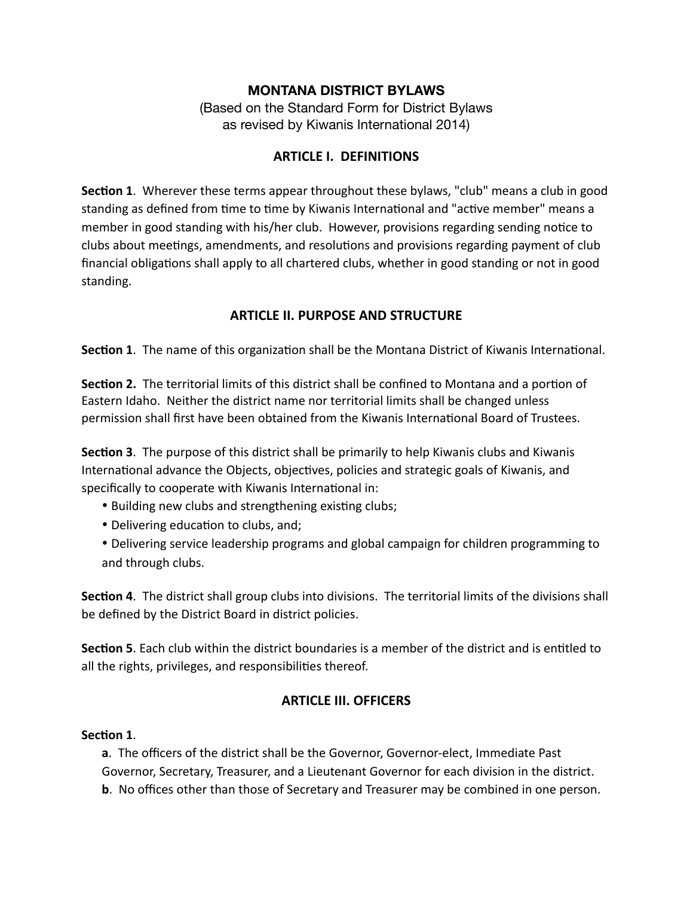# MONTANA DISTRICT BYLAWS

(Based on the Standard Form for District Bylaws
as revised by Kiwanis International 2014)

## ARTICLE I. DEFINITIONS

**Section 1**. Wherever these terms appear throughout these bylaws, "club" means a club in good standing as defined from time to time by Kiwanis International and "active member" means a member in good standing with his/her club. However, provisions regarding sending notice to clubs about meetings, amendments, and resolutions and provisions regarding payment of club financial obligations shall apply to all chartered clubs, whether in good standing or not in good standing.

## ARTICLE II. PURPOSE AND STRUCTURE

**Section 1**. The name of this organization shall be the Montana District of Kiwanis International.

**Section 2.** The territorial limits of this district shall be confined to Montana and a portion of Eastern Idaho. Neither the district name nor territorial limits shall be changed unless permission shall first have been obtained from the Kiwanis International Board of Trustees.

**Section 3**. The purpose of this district shall be primarily to help Kiwanis clubs and Kiwanis International advance the Objects, objectives, policies and strategic goals of Kiwanis, and specifically to cooperate with Kiwanis International in:

- Building new clubs and strengthening existing clubs;
- Delivering education to clubs, and;
- Delivering service leadership programs and global campaign for children programming to and through clubs.

**Section 4**. The district shall group clubs into divisions. The territorial limits of the divisions shall be defined by the District Board in district policies.

**Section 5**. Each club within the district boundaries is a member of the district and is entitled to all the rights, privileges, and responsibilities thereof.

## ARTICLE III. OFFICERS

**Section 1**.

**a**. The officers of the district shall be the Governor, Governor-elect, Immediate Past Governor, Secretary, Treasurer, and a Lieutenant Governor for each division in the district.

**b**. No offices other than those of Secretary and Treasurer may be combined in one person.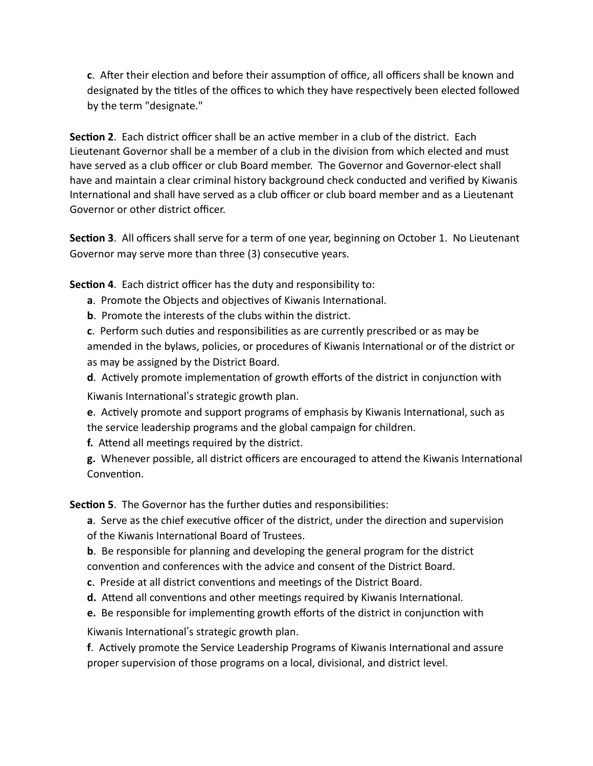**c**. After their election and before their assumption of office, all officers shall be known and designated by the titles of the offices to which they have respectively been elected followed by the term "designate."

**Section 2**. Each district officer shall be an active member in a club of the district. Each Lieutenant Governor shall be a member of a club in the division from which elected and must have served as a club officer or club Board member. The Governor and Governor-elect shall have and maintain a clear criminal history background check conducted and verified by Kiwanis International and shall have served as a club officer or club board member and as a Lieutenant Governor or other district officer.

**Section 3**. All officers shall serve for a term of one year, beginning on October 1. No Lieutenant Governor may serve more than three (3) consecutive years.

**Section 4**. Each district officer has the duty and responsibility to:

**a**. Promote the Objects and objectives of Kiwanis International.

**b**. Promote the interests of the clubs within the district.

**c**. Perform such duties and responsibilities as are currently prescribed or as may be amended in the bylaws, policies, or procedures of Kiwanis International or of the district or as may be assigned by the District Board.

**d**. Actively promote implementation of growth efforts of the district in conjunction with Kiwanis International's strategic growth plan.

**e**. Actively promote and support programs of emphasis by Kiwanis International, such as the service leadership programs and the global campaign for children.

**f.** Attend all meetings required by the district.

**g.** Whenever possible, all district officers are encouraged to attend the Kiwanis International Convention.

**Section 5**. The Governor has the further duties and responsibilities:

**a**. Serve as the chief executive officer of the district, under the direction and supervision of the Kiwanis International Board of Trustees.

**b**. Be responsible for planning and developing the general program for the district convention and conferences with the advice and consent of the District Board.

**c**. Preside at all district conventions and meetings of the District Board.

**d.** Attend all conventions and other meetings required by Kiwanis International.

**e.** Be responsible for implementing growth efforts of the district in conjunction with Kiwanis International's strategic growth plan.

**f**. Actively promote the Service Leadership Programs of Kiwanis International and assure proper supervision of those programs on a local, divisional, and district level.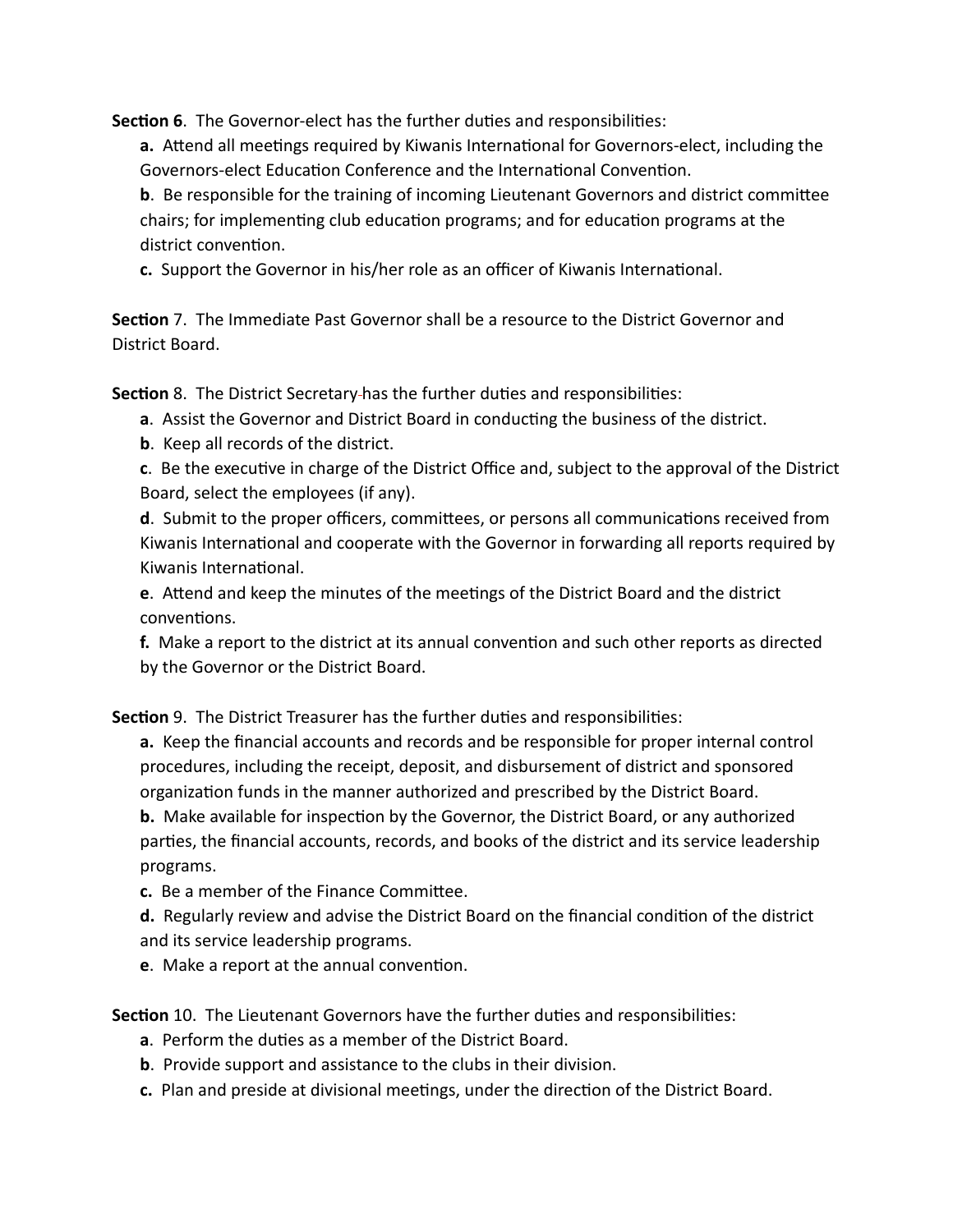**Section 6**. The Governor-elect has the further duties and responsibilities:

**a.** Attend all meetings required by Kiwanis International for Governors-elect, including the Governors-elect Education Conference and the International Convention.

**b**. Be responsible for the training of incoming Lieutenant Governors and district committee chairs; for implementing club education programs; and for education programs at the district convention.

**c.** Support the Governor in his/her role as an officer of Kiwanis International.

**Section** 7. The Immediate Past Governor shall be a resource to the District Governor and District Board.

**Section** 8. The District Secretary has the further duties and responsibilities:

**a**. Assist the Governor and District Board in conducting the business of the district.

**b**. Keep all records of the district.

**c**. Be the executive in charge of the District Office and, subject to the approval of the District Board, select the employees (if any).

**d**. Submit to the proper officers, committees, or persons all communications received from Kiwanis International and cooperate with the Governor in forwarding all reports required by Kiwanis International.

**e**. Attend and keep the minutes of the meetings of the District Board and the district conventions.

**f.** Make a report to the district at its annual convention and such other reports as directed by the Governor or the District Board.

**Section** 9. The District Treasurer has the further duties and responsibilities:

**a.** Keep the financial accounts and records and be responsible for proper internal control procedures, including the receipt, deposit, and disbursement of district and sponsored organization funds in the manner authorized and prescribed by the District Board.

**b.** Make available for inspection by the Governor, the District Board, or any authorized parties, the financial accounts, records, and books of the district and its service leadership programs.

**c.** Be a member of the Finance Committee.

**d.** Regularly review and advise the District Board on the financial condition of the district and its service leadership programs.

**e**. Make a report at the annual convention.

**Section** 10. The Lieutenant Governors have the further duties and responsibilities:

**a**. Perform the duties as a member of the District Board.

**b**. Provide support and assistance to the clubs in their division.

**c.** Plan and preside at divisional meetings, under the direction of the District Board.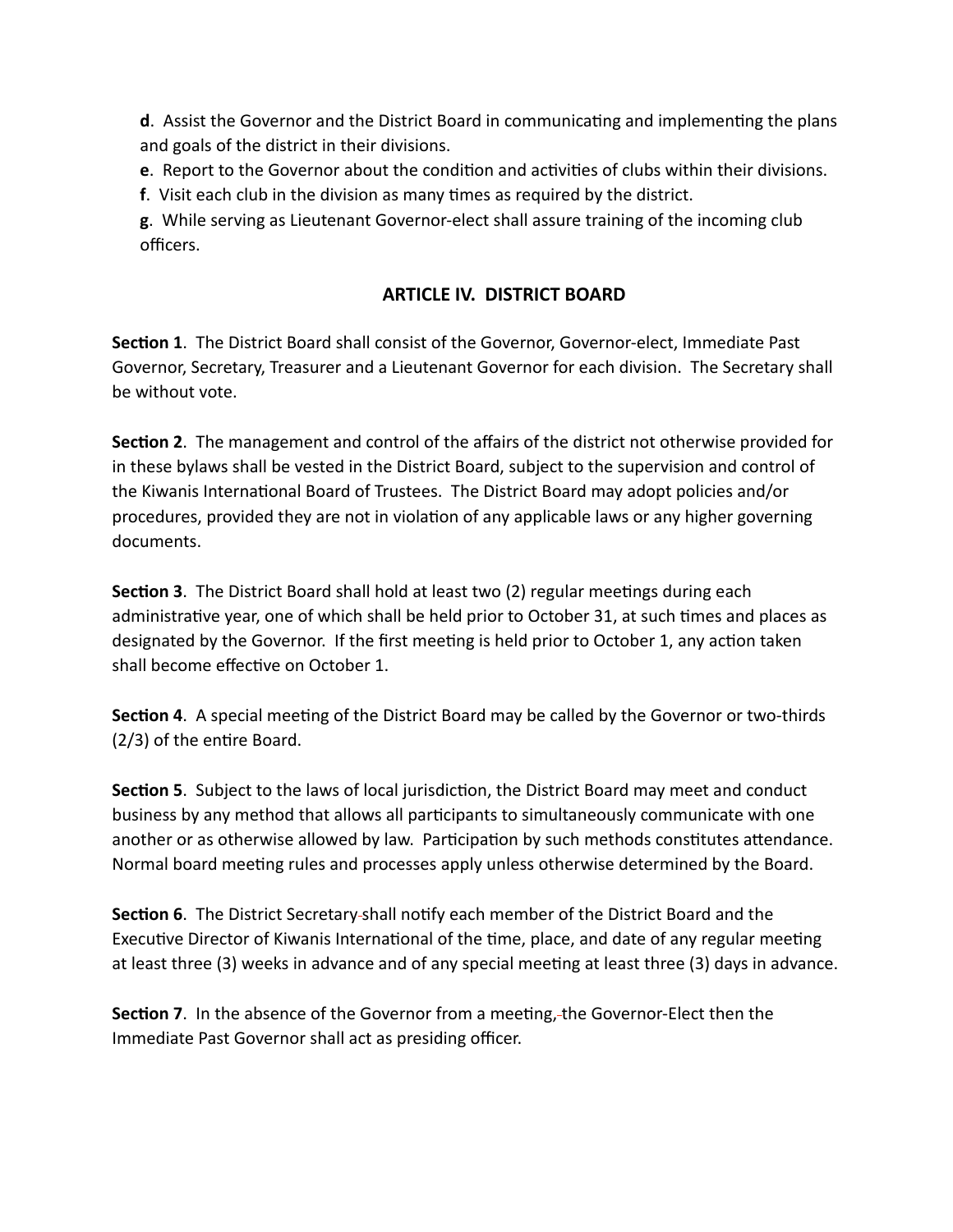**d**. Assist the Governor and the District Board in communicating and implementing the plans and goals of the district in their divisions.

**e**. Report to the Governor about the condition and activities of clubs within their divisions.

**f**. Visit each club in the division as many times as required by the district.

**g**. While serving as Lieutenant Governor-elect shall assure training of the incoming club officers.

## ARTICLE IV. DISTRICT BOARD

**Section 1**. The District Board shall consist of the Governor, Governor-elect, Immediate Past Governor, Secretary, Treasurer and a Lieutenant Governor for each division. The Secretary shall be without vote.

**Section 2**. The management and control of the affairs of the district not otherwise provided for in these bylaws shall be vested in the District Board, subject to the supervision and control of the Kiwanis International Board of Trustees. The District Board may adopt policies and/or procedures, provided they are not in violation of any applicable laws or any higher governing documents.

**Section 3**. The District Board shall hold at least two (2) regular meetings during each administrative year, one of which shall be held prior to October 31, at such times and places as designated by the Governor. If the first meeting is held prior to October 1, any action taken shall become effective on October 1.

**Section 4**. A special meeting of the District Board may be called by the Governor or two-thirds (2/3) of the entire Board.

**Section 5**. Subject to the laws of local jurisdiction, the District Board may meet and conduct business by any method that allows all participants to simultaneously communicate with one another or as otherwise allowed by law. Participation by such methods constitutes attendance. Normal board meeting rules and processes apply unless otherwise determined by the Board.

**Section 6**. The District Secretary shall notify each member of the District Board and the Executive Director of Kiwanis International of the time, place, and date of any regular meeting at least three (3) weeks in advance and of any special meeting at least three (3) days in advance.

**Section 7**. In the absence of the Governor from a meeting, the Governor-Elect then the Immediate Past Governor shall act as presiding officer.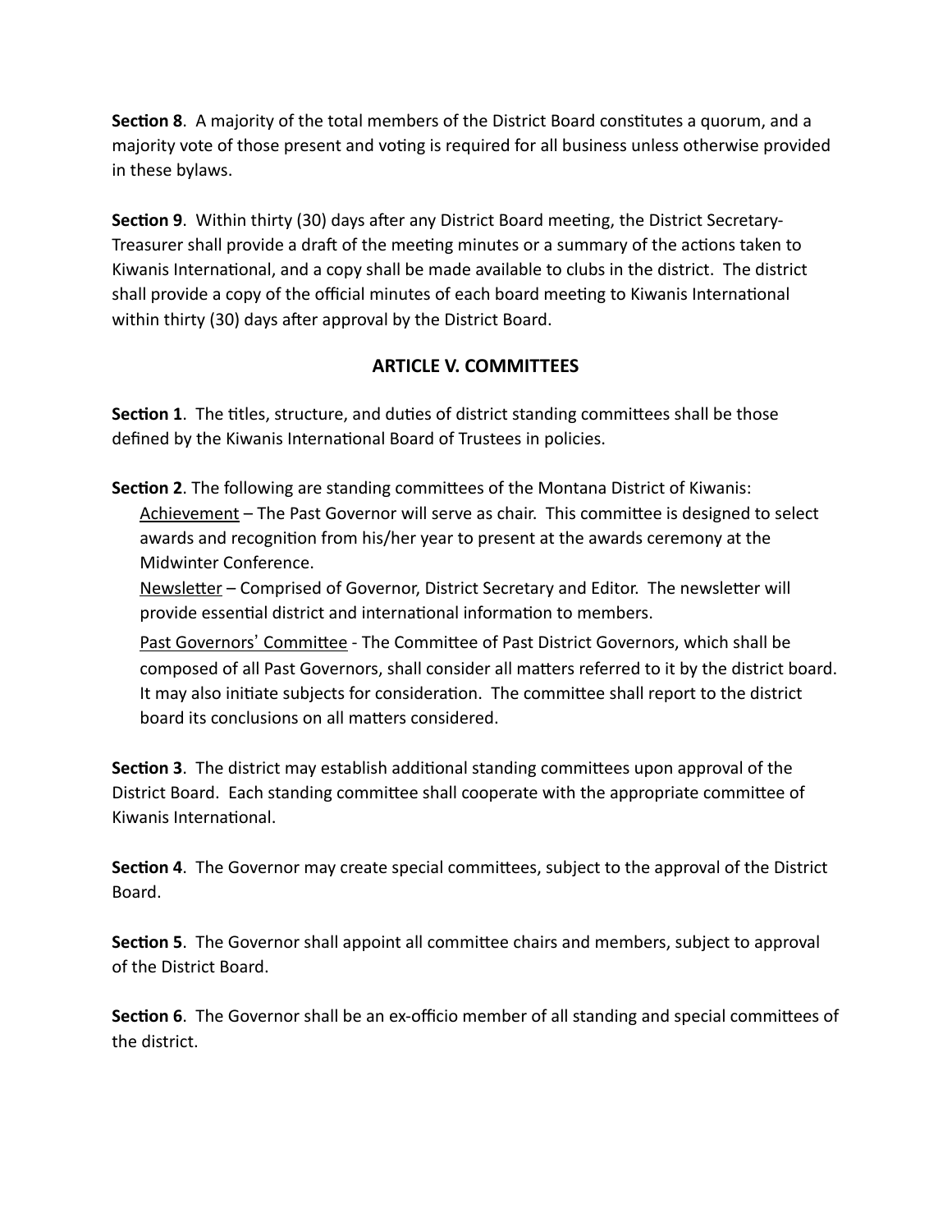**Section 8**. A majority of the total members of the District Board constitutes a quorum, and a majority vote of those present and voting is required for all business unless otherwise provided in these bylaws.

**Section 9**. Within thirty (30) days after any District Board meeting, the District Secretary-Treasurer shall provide a draft of the meeting minutes or a summary of the actions taken to Kiwanis International, and a copy shall be made available to clubs in the district. The district shall provide a copy of the official minutes of each board meeting to Kiwanis International within thirty (30) days after approval by the District Board.

## ARTICLE V. COMMITTEES

**Section 1**. The titles, structure, and duties of district standing committees shall be those defined by the Kiwanis International Board of Trustees in policies.

**Section 2**. The following are standing committees of the Montana District of Kiwanis:

<u>Achievement</u> – The Past Governor will serve as chair. This committee is designed to select awards and recognition from his/her year to present at the awards ceremony at the Midwinter Conference.

<u>Newsletter</u> – Comprised of Governor, District Secretary and Editor. The newsletter will provide essential district and international information to members.

<u>Past Governors' Committee</u> - The Committee of Past District Governors, which shall be composed of all Past Governors, shall consider all matters referred to it by the district board. It may also initiate subjects for consideration. The committee shall report to the district board its conclusions on all matters considered.

**Section 3**. The district may establish additional standing committees upon approval of the District Board. Each standing committee shall cooperate with the appropriate committee of Kiwanis International.

**Section 4**. The Governor may create special committees, subject to the approval of the District Board.

**Section 5**. The Governor shall appoint all committee chairs and members, subject to approval of the District Board.

**Section 6**. The Governor shall be an ex-officio member of all standing and special committees of the district.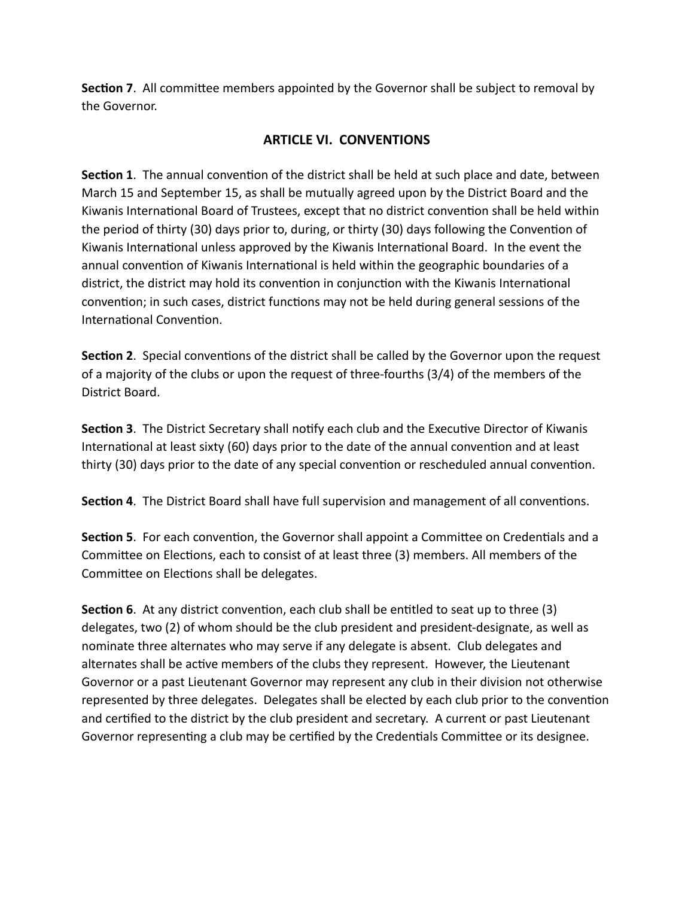**Section 7**. All committee members appointed by the Governor shall be subject to removal by the Governor.

## ARTICLE VI. CONVENTIONS

**Section 1**. The annual convention of the district shall be held at such place and date, between March 15 and September 15, as shall be mutually agreed upon by the District Board and the Kiwanis International Board of Trustees, except that no district convention shall be held within the period of thirty (30) days prior to, during, or thirty (30) days following the Convention of Kiwanis International unless approved by the Kiwanis International Board. In the event the annual convention of Kiwanis International is held within the geographic boundaries of a district, the district may hold its convention in conjunction with the Kiwanis International convention; in such cases, district functions may not be held during general sessions of the International Convention.

**Section 2**. Special conventions of the district shall be called by the Governor upon the request of a majority of the clubs or upon the request of three-fourths (3/4) of the members of the District Board.

**Section 3**. The District Secretary shall notify each club and the Executive Director of Kiwanis International at least sixty (60) days prior to the date of the annual convention and at least thirty (30) days prior to the date of any special convention or rescheduled annual convention.

**Section 4**. The District Board shall have full supervision and management of all conventions.

**Section 5**. For each convention, the Governor shall appoint a Committee on Credentials and a Committee on Elections, each to consist of at least three (3) members. All members of the Committee on Elections shall be delegates.

**Section 6**. At any district convention, each club shall be entitled to seat up to three (3) delegates, two (2) of whom should be the club president and president-designate, as well as nominate three alternates who may serve if any delegate is absent. Club delegates and alternates shall be active members of the clubs they represent. However, the Lieutenant Governor or a past Lieutenant Governor may represent any club in their division not otherwise represented by three delegates. Delegates shall be elected by each club prior to the convention and certified to the district by the club president and secretary. A current or past Lieutenant Governor representing a club may be certified by the Credentials Committee or its designee.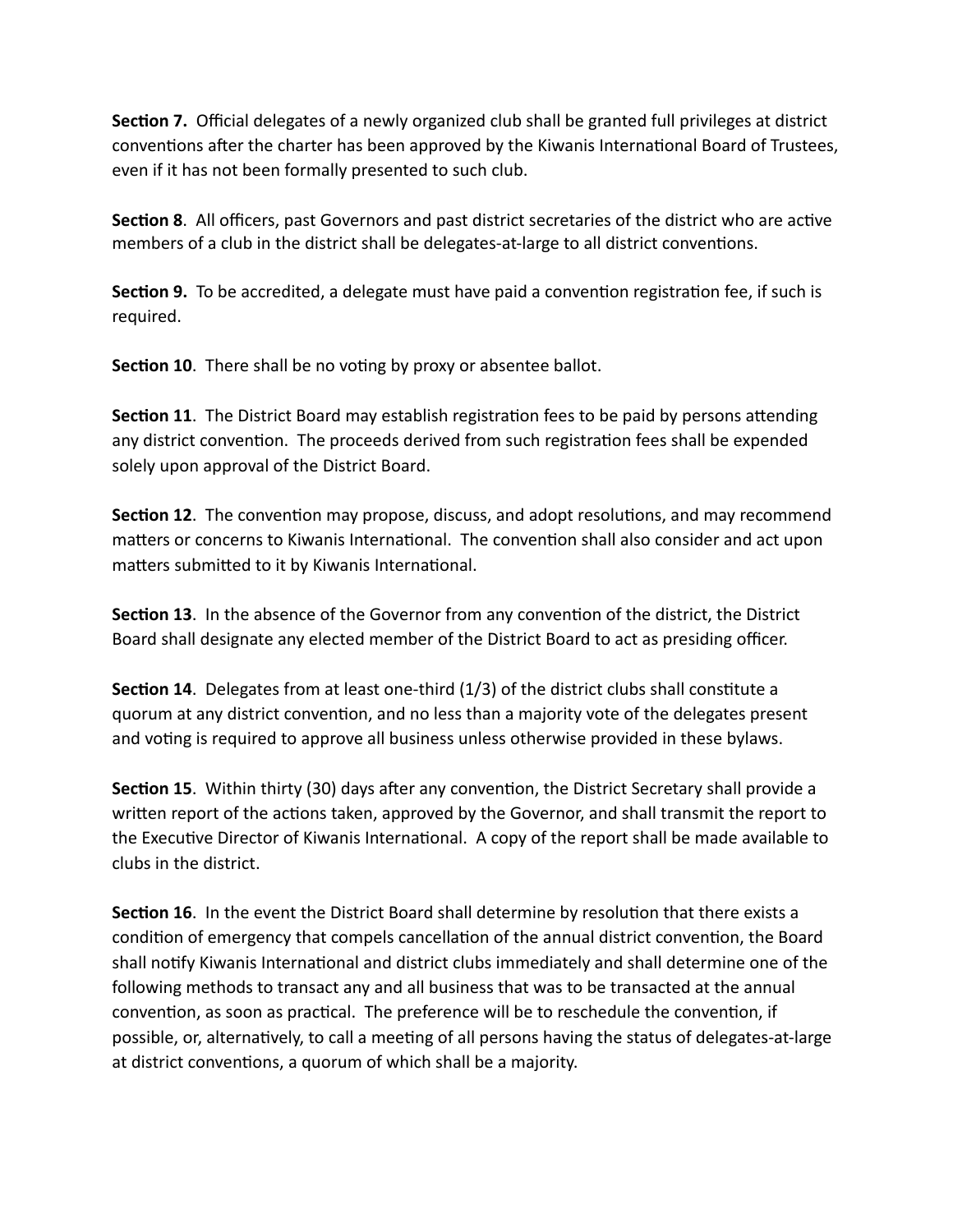**Section 7.** Official delegates of a newly organized club shall be granted full privileges at district conventions after the charter has been approved by the Kiwanis International Board of Trustees, even if it has not been formally presented to such club.

**Section 8**. All officers, past Governors and past district secretaries of the district who are active members of a club in the district shall be delegates-at-large to all district conventions.

**Section 9.** To be accredited, a delegate must have paid a convention registration fee, if such is required.

**Section 10**. There shall be no voting by proxy or absentee ballot.

**Section 11**. The District Board may establish registration fees to be paid by persons attending any district convention. The proceeds derived from such registration fees shall be expended solely upon approval of the District Board.

**Section 12**. The convention may propose, discuss, and adopt resolutions, and may recommend matters or concerns to Kiwanis International. The convention shall also consider and act upon matters submitted to it by Kiwanis International.

**Section 13**. In the absence of the Governor from any convention of the district, the District Board shall designate any elected member of the District Board to act as presiding officer.

**Section 14**. Delegates from at least one-third (1/3) of the district clubs shall constitute a quorum at any district convention, and no less than a majority vote of the delegates present and voting is required to approve all business unless otherwise provided in these bylaws.

**Section 15**. Within thirty (30) days after any convention, the District Secretary shall provide a written report of the actions taken, approved by the Governor, and shall transmit the report to the Executive Director of Kiwanis International. A copy of the report shall be made available to clubs in the district.

**Section 16**. In the event the District Board shall determine by resolution that there exists a condition of emergency that compels cancellation of the annual district convention, the Board shall notify Kiwanis International and district clubs immediately and shall determine one of the following methods to transact any and all business that was to be transacted at the annual convention, as soon as practical. The preference will be to reschedule the convention, if possible, or, alternatively, to call a meeting of all persons having the status of delegates-at-large at district conventions, a quorum of which shall be a majority.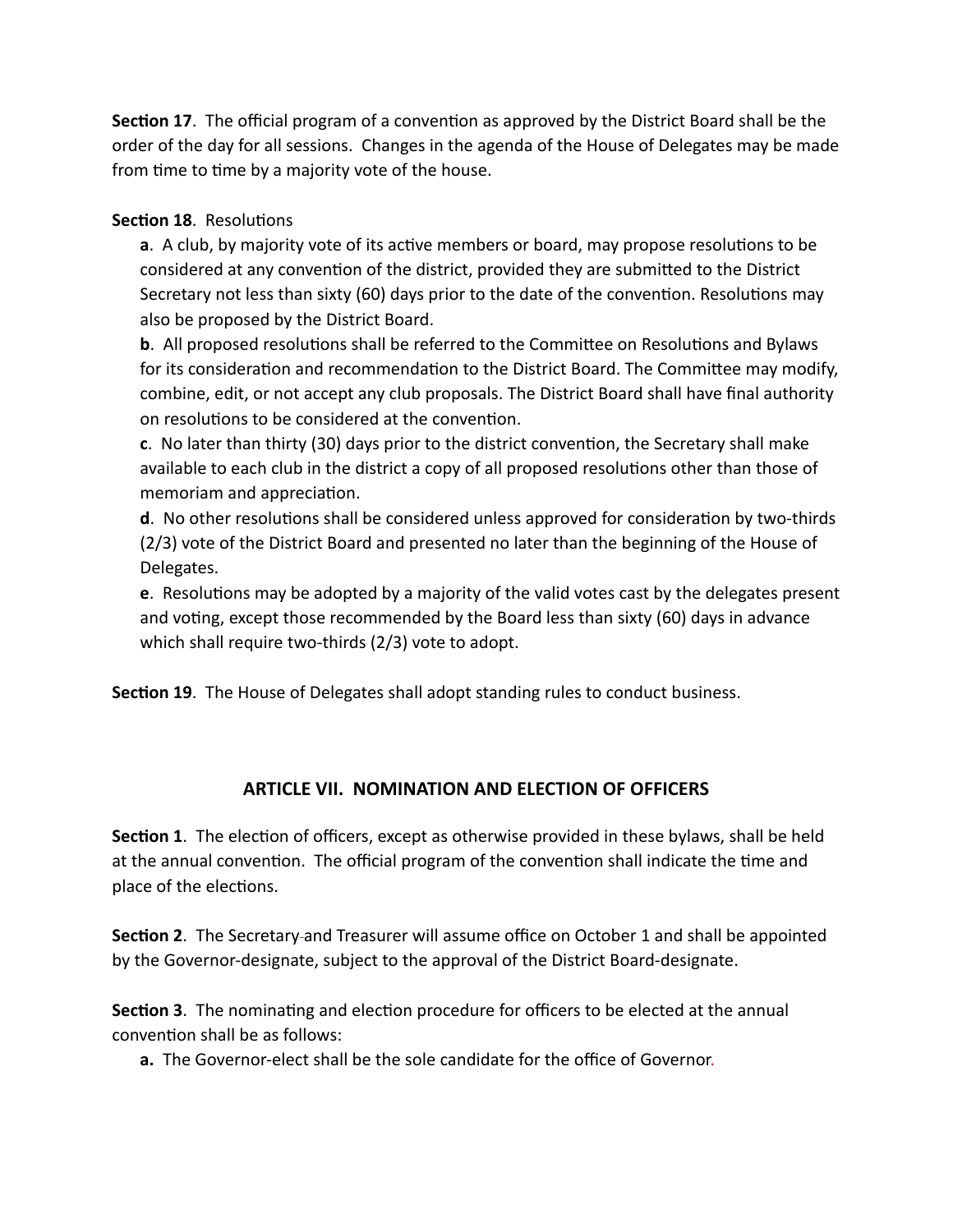**Section 17**. The official program of a convention as approved by the District Board shall be the order of the day for all sessions. Changes in the agenda of the House of Delegates may be made from time to time by a majority vote of the house.

**Section 18**. Resolutions

**a**. A club, by majority vote of its active members or board, may propose resolutions to be considered at any convention of the district, provided they are submitted to the District Secretary not less than sixty (60) days prior to the date of the convention. Resolutions may also be proposed by the District Board.

**b**. All proposed resolutions shall be referred to the Committee on Resolutions and Bylaws for its consideration and recommendation to the District Board. The Committee may modify, combine, edit, or not accept any club proposals. The District Board shall have final authority on resolutions to be considered at the convention.

**c**. No later than thirty (30) days prior to the district convention, the Secretary shall make available to each club in the district a copy of all proposed resolutions other than those of memoriam and appreciation.

**d**. No other resolutions shall be considered unless approved for consideration by two-thirds (2/3) vote of the District Board and presented no later than the beginning of the House of Delegates.

**e**. Resolutions may be adopted by a majority of the valid votes cast by the delegates present and voting, except those recommended by the Board less than sixty (60) days in advance which shall require two-thirds (2/3) vote to adopt.

**Section 19**. The House of Delegates shall adopt standing rules to conduct business.

## ARTICLE VII. NOMINATION AND ELECTION OF OFFICERS

**Section 1**. The election of officers, except as otherwise provided in these bylaws, shall be held at the annual convention. The official program of the convention shall indicate the time and place of the elections.

**Section 2**. The Secretary and Treasurer will assume office on October 1 and shall be appointed by the Governor-designate, subject to the approval of the District Board-designate.

**Section 3**. The nominating and election procedure for officers to be elected at the annual convention shall be as follows:

**a.** The Governor-elect shall be the sole candidate for the office of Governor.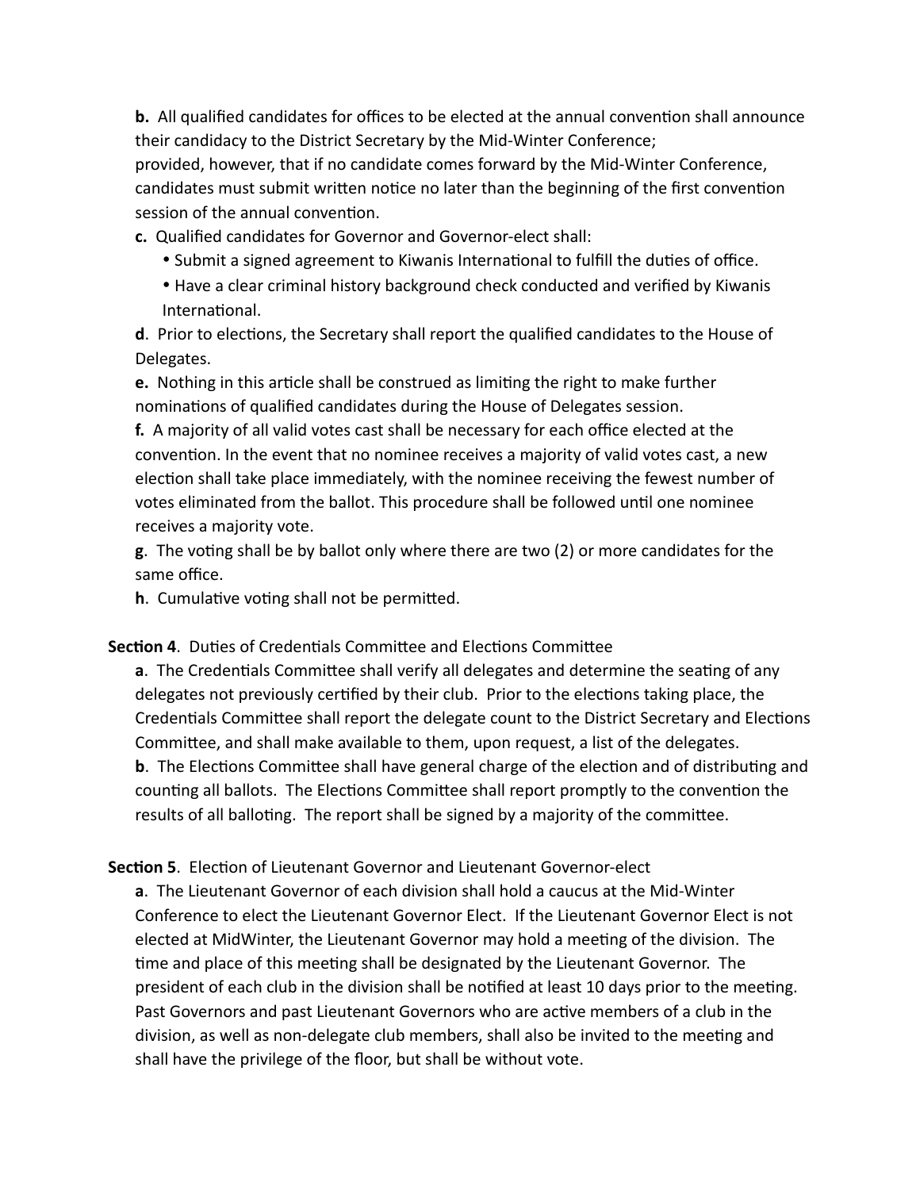**b.** All qualified candidates for offices to be elected at the annual convention shall announce their candidacy to the District Secretary by the Mid-Winter Conference;
provided, however, that if no candidate comes forward by the Mid-Winter Conference, candidates must submit written notice no later than the beginning of the first convention session of the annual convention.

**c.** Qualified candidates for Governor and Governor-elect shall:

- Submit a signed agreement to Kiwanis International to fulfill the duties of office.
- Have a clear criminal history background check conducted and verified by Kiwanis International.

**d**. Prior to elections, the Secretary shall report the qualified candidates to the House of Delegates.

**e.** Nothing in this article shall be construed as limiting the right to make further nominations of qualified candidates during the House of Delegates session.

**f.** A majority of all valid votes cast shall be necessary for each office elected at the convention. In the event that no nominee receives a majority of valid votes cast, a new election shall take place immediately, with the nominee receiving the fewest number of votes eliminated from the ballot. This procedure shall be followed until one nominee receives a majority vote.

**g**. The voting shall be by ballot only where there are two (2) or more candidates for the same office.

**h**. Cumulative voting shall not be permitted.

**Section 4**. Duties of Credentials Committee and Elections Committee

**a**. The Credentials Committee shall verify all delegates and determine the seating of any delegates not previously certified by their club. Prior to the elections taking place, the Credentials Committee shall report the delegate count to the District Secretary and Elections Committee, and shall make available to them, upon request, a list of the delegates.

**b**. The Elections Committee shall have general charge of the election and of distributing and counting all ballots. The Elections Committee shall report promptly to the convention the results of all balloting. The report shall be signed by a majority of the committee.

**Section 5**. Election of Lieutenant Governor and Lieutenant Governor-elect

**a**. The Lieutenant Governor of each division shall hold a caucus at the Mid-Winter Conference to elect the Lieutenant Governor Elect. If the Lieutenant Governor Elect is not elected at MidWinter, the Lieutenant Governor may hold a meeting of the division. The time and place of this meeting shall be designated by the Lieutenant Governor. The president of each club in the division shall be notified at least 10 days prior to the meeting. Past Governors and past Lieutenant Governors who are active members of a club in the division, as well as non-delegate club members, shall also be invited to the meeting and shall have the privilege of the floor, but shall be without vote.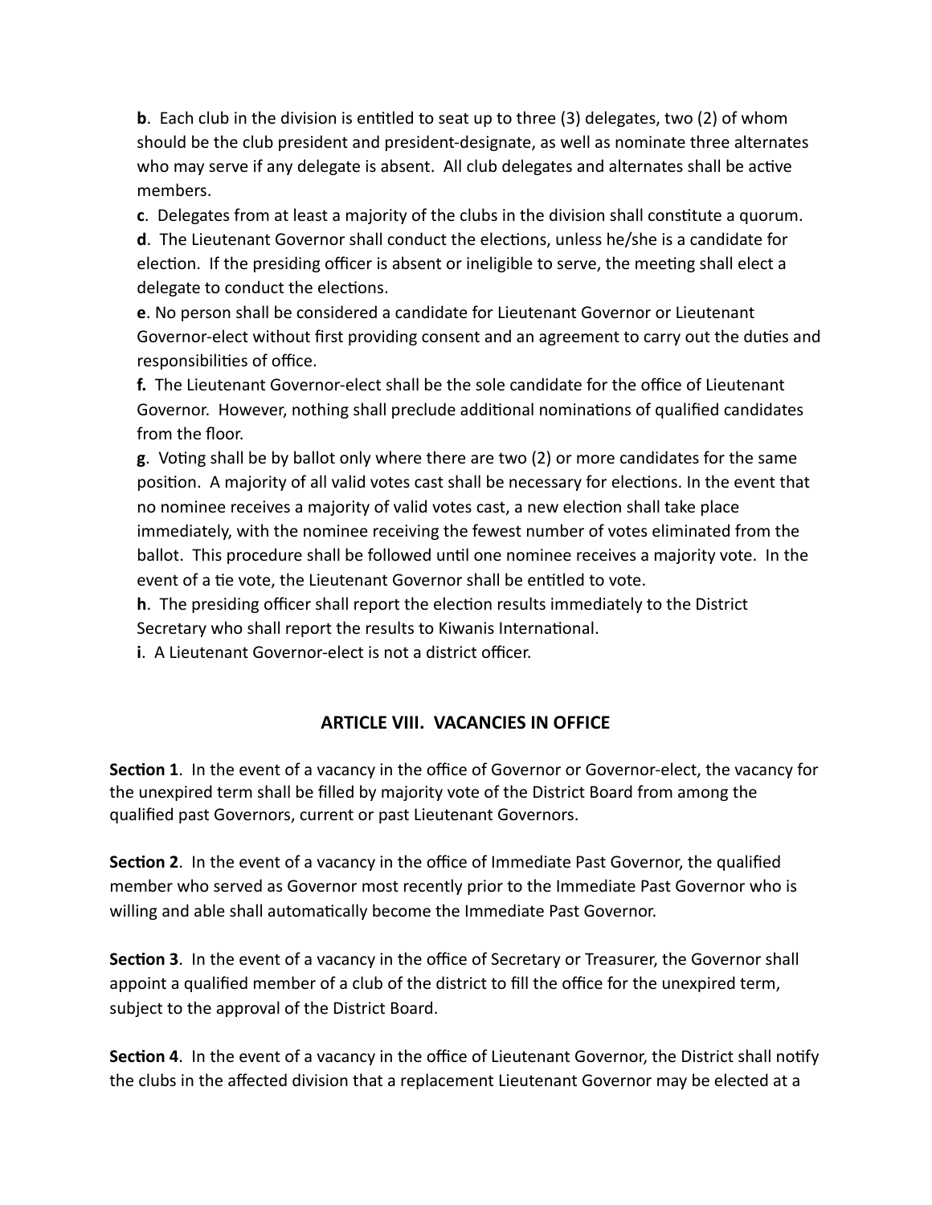**b**. Each club in the division is entitled to seat up to three (3) delegates, two (2) of whom should be the club president and president-designate, as well as nominate three alternates who may serve if any delegate is absent. All club delegates and alternates shall be active members.

**c**. Delegates from at least a majority of the clubs in the division shall constitute a quorum.

**d**. The Lieutenant Governor shall conduct the elections, unless he/she is a candidate for election. If the presiding officer is absent or ineligible to serve, the meeting shall elect a delegate to conduct the elections.

**e**. No person shall be considered a candidate for Lieutenant Governor or Lieutenant Governor-elect without first providing consent and an agreement to carry out the duties and responsibilities of office.

**f.** The Lieutenant Governor-elect shall be the sole candidate for the office of Lieutenant Governor. However, nothing shall preclude additional nominations of qualified candidates from the floor.

**g**. Voting shall be by ballot only where there are two (2) or more candidates for the same position. A majority of all valid votes cast shall be necessary for elections. In the event that no nominee receives a majority of valid votes cast, a new election shall take place immediately, with the nominee receiving the fewest number of votes eliminated from the ballot. This procedure shall be followed until one nominee receives a majority vote. In the event of a tie vote, the Lieutenant Governor shall be entitled to vote.

**h**. The presiding officer shall report the election results immediately to the District Secretary who shall report the results to Kiwanis International.

**i**. A Lieutenant Governor-elect is not a district officer.

## ARTICLE VIII. VACANCIES IN OFFICE

**Section 1**. In the event of a vacancy in the office of Governor or Governor-elect, the vacancy for the unexpired term shall be filled by majority vote of the District Board from among the qualified past Governors, current or past Lieutenant Governors.

**Section 2**. In the event of a vacancy in the office of Immediate Past Governor, the qualified member who served as Governor most recently prior to the Immediate Past Governor who is willing and able shall automatically become the Immediate Past Governor.

**Section 3**. In the event of a vacancy in the office of Secretary or Treasurer, the Governor shall appoint a qualified member of a club of the district to fill the office for the unexpired term, subject to the approval of the District Board.

**Section 4**. In the event of a vacancy in the office of Lieutenant Governor, the District shall notify the clubs in the affected division that a replacement Lieutenant Governor may be elected at a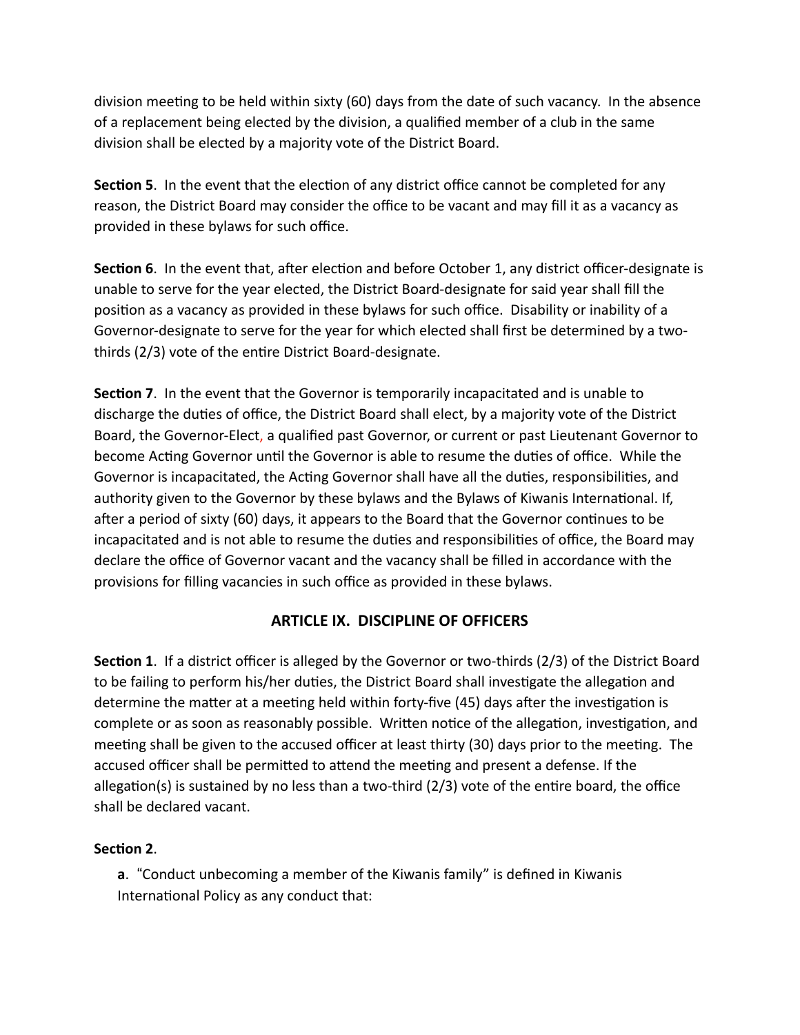division meeting to be held within sixty (60) days from the date of such vacancy. In the absence of a replacement being elected by the division, a qualified member of a club in the same division shall be elected by a majority vote of the District Board.

**Section 5**. In the event that the election of any district office cannot be completed for any reason, the District Board may consider the office to be vacant and may fill it as a vacancy as provided in these bylaws for such office.

**Section 6**. In the event that, after election and before October 1, any district officer-designate is unable to serve for the year elected, the District Board-designate for said year shall fill the position as a vacancy as provided in these bylaws for such office. Disability or inability of a Governor-designate to serve for the year for which elected shall first be determined by a two-thirds (2/3) vote of the entire District Board-designate.

**Section 7**. In the event that the Governor is temporarily incapacitated and is unable to discharge the duties of office, the District Board shall elect, by a majority vote of the District Board, the Governor-Elect, a qualified past Governor, or current or past Lieutenant Governor to become Acting Governor until the Governor is able to resume the duties of office. While the Governor is incapacitated, the Acting Governor shall have all the duties, responsibilities, and authority given to the Governor by these bylaws and the Bylaws of Kiwanis International. If, after a period of sixty (60) days, it appears to the Board that the Governor continues to be incapacitated and is not able to resume the duties and responsibilities of office, the Board may declare the office of Governor vacant and the vacancy shall be filled in accordance with the provisions for filling vacancies in such office as provided in these bylaws.

## ARTICLE IX. DISCIPLINE OF OFFICERS

**Section 1**. If a district officer is alleged by the Governor or two-thirds (2/3) of the District Board to be failing to perform his/her duties, the District Board shall investigate the allegation and determine the matter at a meeting held within forty-five (45) days after the investigation is complete or as soon as reasonably possible. Written notice of the allegation, investigation, and meeting shall be given to the accused officer at least thirty (30) days prior to the meeting. The accused officer shall be permitted to attend the meeting and present a defense. If the allegation(s) is sustained by no less than a two-third (2/3) vote of the entire board, the office shall be declared vacant.

**Section 2**.

**a**. "Conduct unbecoming a member of the Kiwanis family" is defined in Kiwanis International Policy as any conduct that: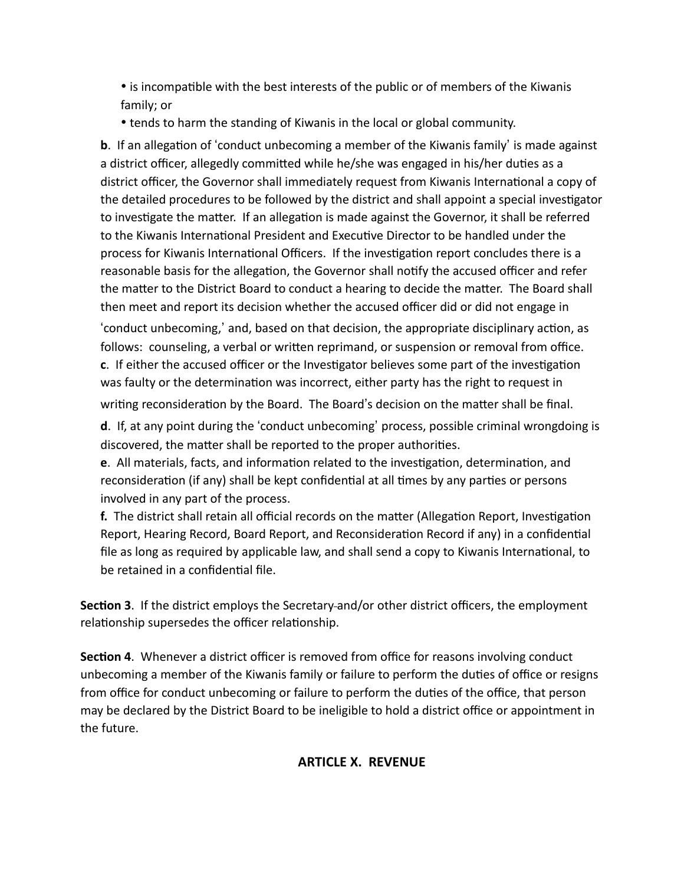- is incompatible with the best interests of the public or of members of the Kiwanis family; or
- tends to harm the standing of Kiwanis in the local or global community.

**b**. If an allegation of 'conduct unbecoming a member of the Kiwanis family' is made against a district officer, allegedly committed while he/she was engaged in his/her duties as a district officer, the Governor shall immediately request from Kiwanis International a copy of the detailed procedures to be followed by the district and shall appoint a special investigator to investigate the matter. If an allegation is made against the Governor, it shall be referred to the Kiwanis International President and Executive Director to be handled under the process for Kiwanis International Officers. If the investigation report concludes there is a reasonable basis for the allegation, the Governor shall notify the accused officer and refer the matter to the District Board to conduct a hearing to decide the matter. The Board shall then meet and report its decision whether the accused officer did or did not engage in 'conduct unbecoming,' and, based on that decision, the appropriate disciplinary action, as follows: counseling, a verbal or written reprimand, or suspension or removal from office.

**c**. If either the accused officer or the Investigator believes some part of the investigation was faulty or the determination was incorrect, either party has the right to request in writing reconsideration by the Board. The Board's decision on the matter shall be final.

**d**. If, at any point during the 'conduct unbecoming' process, possible criminal wrongdoing is discovered, the matter shall be reported to the proper authorities.

**e**. All materials, facts, and information related to the investigation, determination, and reconsideration (if any) shall be kept confidential at all times by any parties or persons involved in any part of the process.

**f.** The district shall retain all official records on the matter (Allegation Report, Investigation Report, Hearing Record, Board Report, and Reconsideration Record if any) in a confidential file as long as required by applicable law, and shall send a copy to Kiwanis International, to be retained in a confidential file.

**Section 3**. If the district employs the Secretary and/or other district officers, the employment relationship supersedes the officer relationship.

**Section 4**. Whenever a district officer is removed from office for reasons involving conduct unbecoming a member of the Kiwanis family or failure to perform the duties of office or resigns from office for conduct unbecoming or failure to perform the duties of the office, that person may be declared by the District Board to be ineligible to hold a district office or appointment in the future.

## ARTICLE X. REVENUE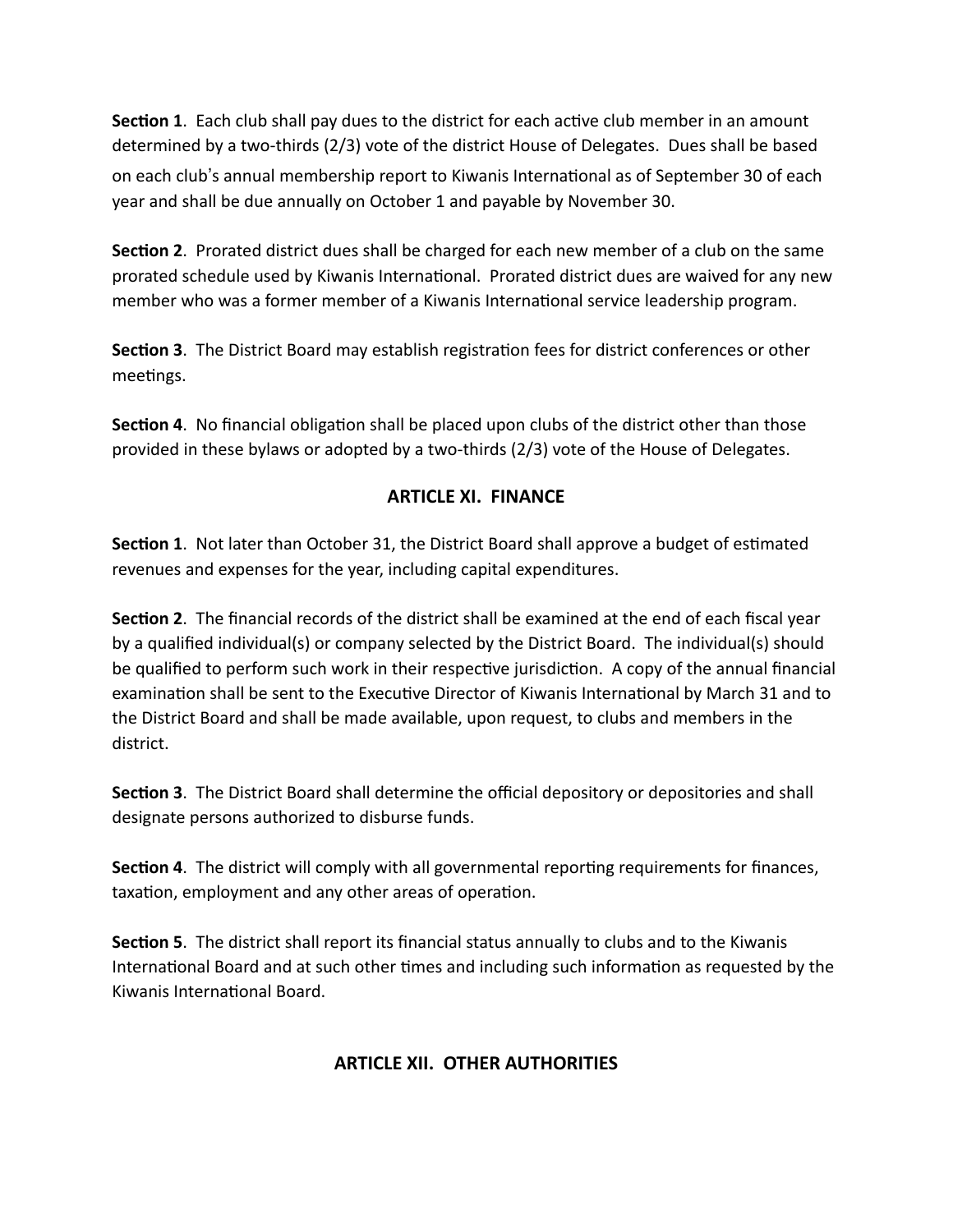**Section 1**. Each club shall pay dues to the district for each active club member in an amount determined by a two-thirds (2/3) vote of the district House of Delegates. Dues shall be based on each club's annual membership report to Kiwanis International as of September 30 of each year and shall be due annually on October 1 and payable by November 30.

**Section 2**. Prorated district dues shall be charged for each new member of a club on the same prorated schedule used by Kiwanis International. Prorated district dues are waived for any new member who was a former member of a Kiwanis International service leadership program.

**Section 3**. The District Board may establish registration fees for district conferences or other meetings.

**Section 4**. No financial obligation shall be placed upon clubs of the district other than those provided in these bylaws or adopted by a two-thirds (2/3) vote of the House of Delegates.

## ARTICLE XI. FINANCE

**Section 1**. Not later than October 31, the District Board shall approve a budget of estimated revenues and expenses for the year, including capital expenditures.

**Section 2**. The financial records of the district shall be examined at the end of each fiscal year by a qualified individual(s) or company selected by the District Board. The individual(s) should be qualified to perform such work in their respective jurisdiction. A copy of the annual financial examination shall be sent to the Executive Director of Kiwanis International by March 31 and to the District Board and shall be made available, upon request, to clubs and members in the district.

**Section 3**. The District Board shall determine the official depository or depositories and shall designate persons authorized to disburse funds.

**Section 4**. The district will comply with all governmental reporting requirements for finances, taxation, employment and any other areas of operation.

**Section 5**. The district shall report its financial status annually to clubs and to the Kiwanis International Board and at such other times and including such information as requested by the Kiwanis International Board.

## ARTICLE XII. OTHER AUTHORITIES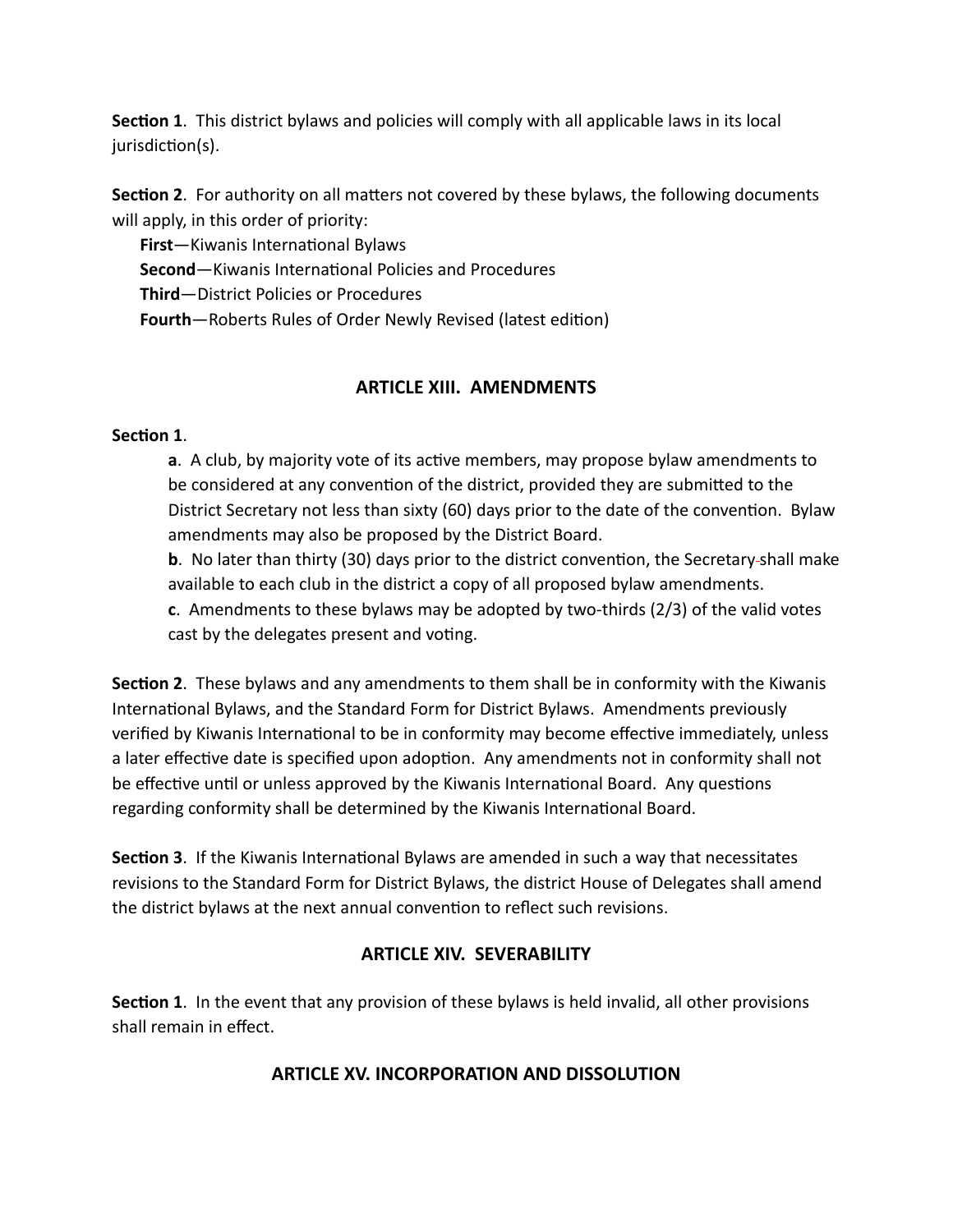**Section 1**. This district bylaws and policies will comply with all applicable laws in its local jurisdiction(s).

**Section 2**. For authority on all matters not covered by these bylaws, the following documents will apply, in this order of priority:

**First**—Kiwanis International Bylaws
**Second**—Kiwanis International Policies and Procedures
**Third**—District Policies or Procedures
**Fourth**—Roberts Rules of Order Newly Revised (latest edition)

## ARTICLE XIII. AMENDMENTS

**Section 1**.

**a**. A club, by majority vote of its active members, may propose bylaw amendments to be considered at any convention of the district, provided they are submitted to the District Secretary not less than sixty (60) days prior to the date of the convention. Bylaw amendments may also be proposed by the District Board.

**b**. No later than thirty (30) days prior to the district convention, the Secretary shall make available to each club in the district a copy of all proposed bylaw amendments.

**c**. Amendments to these bylaws may be adopted by two-thirds (2/3) of the valid votes cast by the delegates present and voting.

**Section 2**. These bylaws and any amendments to them shall be in conformity with the Kiwanis International Bylaws, and the Standard Form for District Bylaws. Amendments previously verified by Kiwanis International to be in conformity may become effective immediately, unless a later effective date is specified upon adoption. Any amendments not in conformity shall not be effective until or unless approved by the Kiwanis International Board. Any questions regarding conformity shall be determined by the Kiwanis International Board.

**Section 3**. If the Kiwanis International Bylaws are amended in such a way that necessitates revisions to the Standard Form for District Bylaws, the district House of Delegates shall amend the district bylaws at the next annual convention to reflect such revisions.

## ARTICLE XIV. SEVERABILITY

**Section 1**. In the event that any provision of these bylaws is held invalid, all other provisions shall remain in effect.

## ARTICLE XV. INCORPORATION AND DISSOLUTION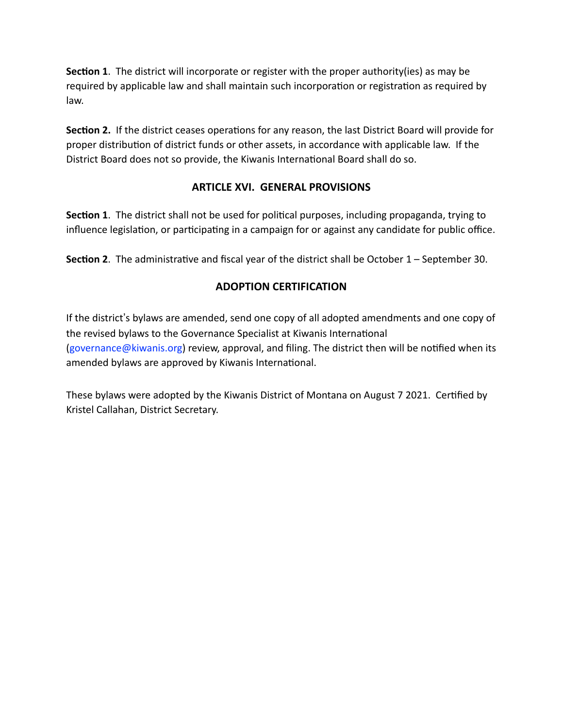**Section 1**. The district will incorporate or register with the proper authority(ies) as may be required by applicable law and shall maintain such incorporation or registration as required by law.

**Section 2.** If the district ceases operations for any reason, the last District Board will provide for proper distribution of district funds or other assets, in accordance with applicable law. If the District Board does not so provide, the Kiwanis International Board shall do so.

## ARTICLE XVI. GENERAL PROVISIONS

**Section 1**. The district shall not be used for political purposes, including propaganda, trying to influence legislation, or participating in a campaign for or against any candidate for public office.

**Section 2**. The administrative and fiscal year of the district shall be October 1 – September 30.

## ADOPTION CERTIFICATION

If the district's bylaws are amended, send one copy of all adopted amendments and one copy of the revised bylaws to the Governance Specialist at Kiwanis International (governance@kiwanis.org) review, approval, and filing. The district then will be notified when its amended bylaws are approved by Kiwanis International.

These bylaws were adopted by the Kiwanis District of Montana on August 7 2021. Certified by Kristel Callahan, District Secretary.